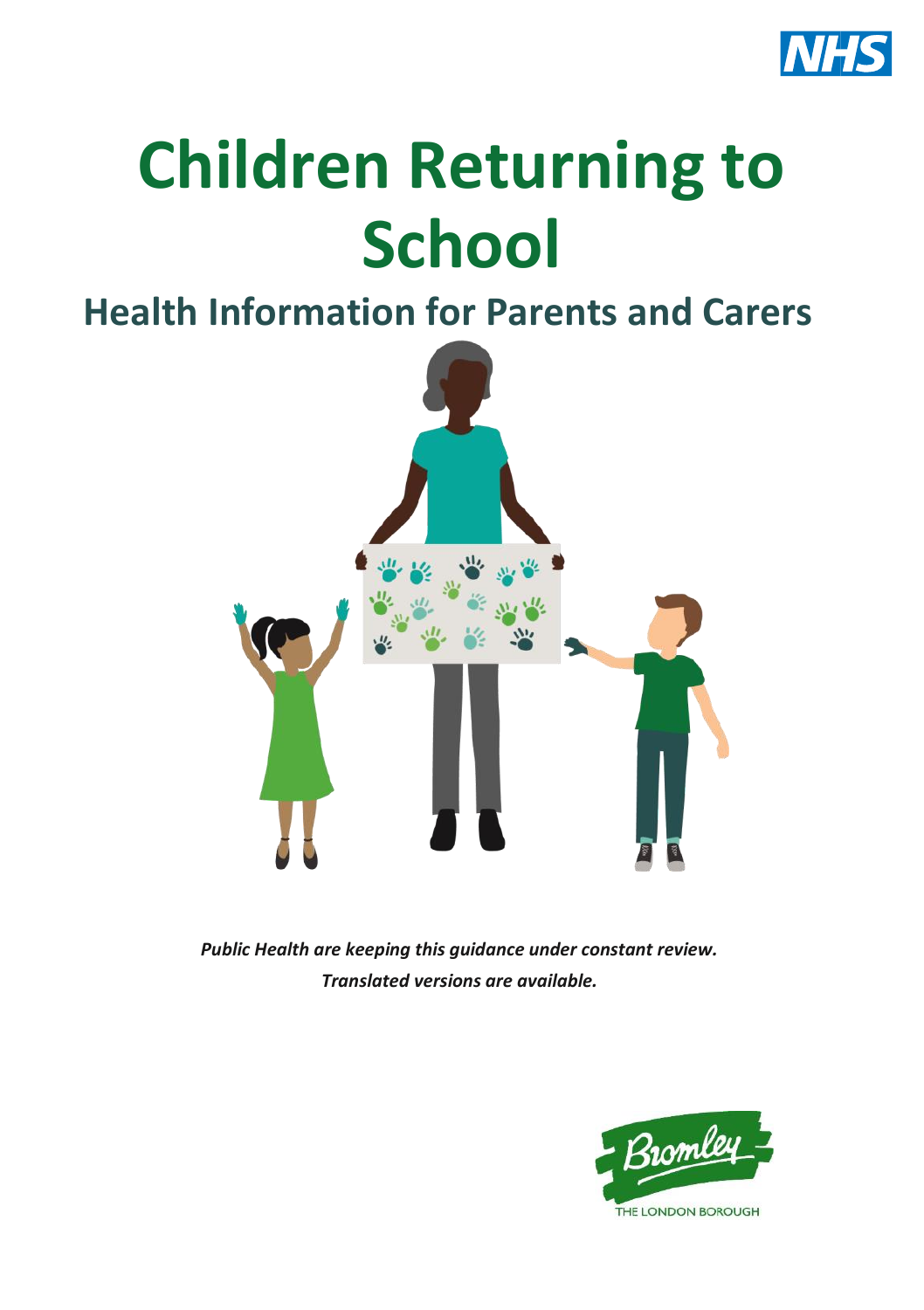# Children Returning to School

## Health Information for Parents and Carers

*Public Health are keeping this guidance under constant review.*
*Translated versions are available.*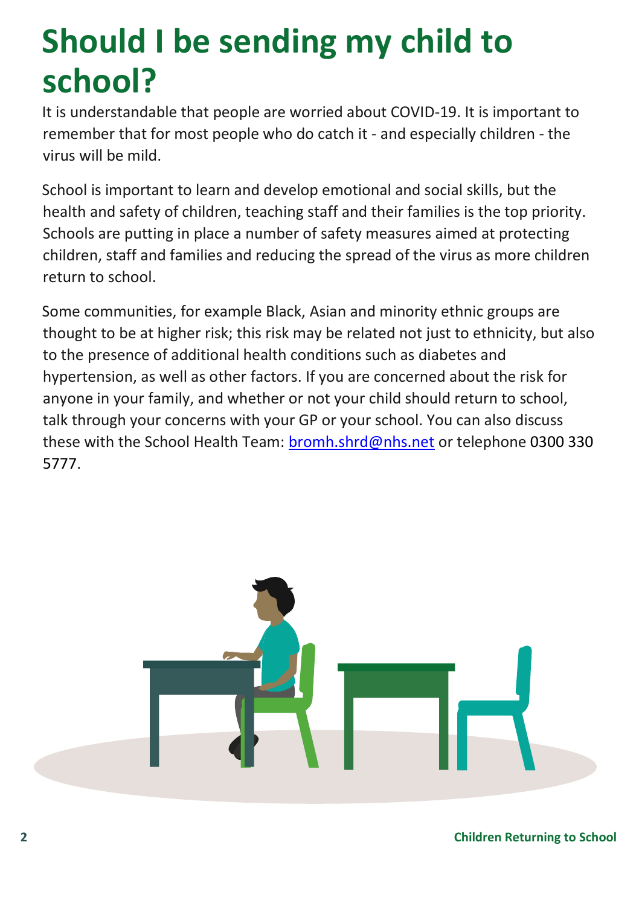# Should I be sending my child to school?

It is understandable that people are worried about COVID-19. It is important to remember that for most people who do catch it - and especially children - the virus will be mild.

School is important to learn and develop emotional and social skills, but the health and safety of children, teaching staff and their families is the top priority. Schools are putting in place a number of safety measures aimed at protecting children, staff and families and reducing the spread of the virus as more children return to school.

Some communities, for example Black, Asian and minority ethnic groups are thought to be at higher risk; this risk may be related not just to ethnicity, but also to the presence of additional health conditions such as diabetes and hypertension, as well as other factors. If you are concerned about the risk for anyone in your family, and whether or not your child should return to school, talk through your concerns with your GP or your school. You can also discuss these with the School Health Team: [bromh.shrd@nhs.net](mailto:bromh.shrd@nhs.net) or telephone 0300 330 5777.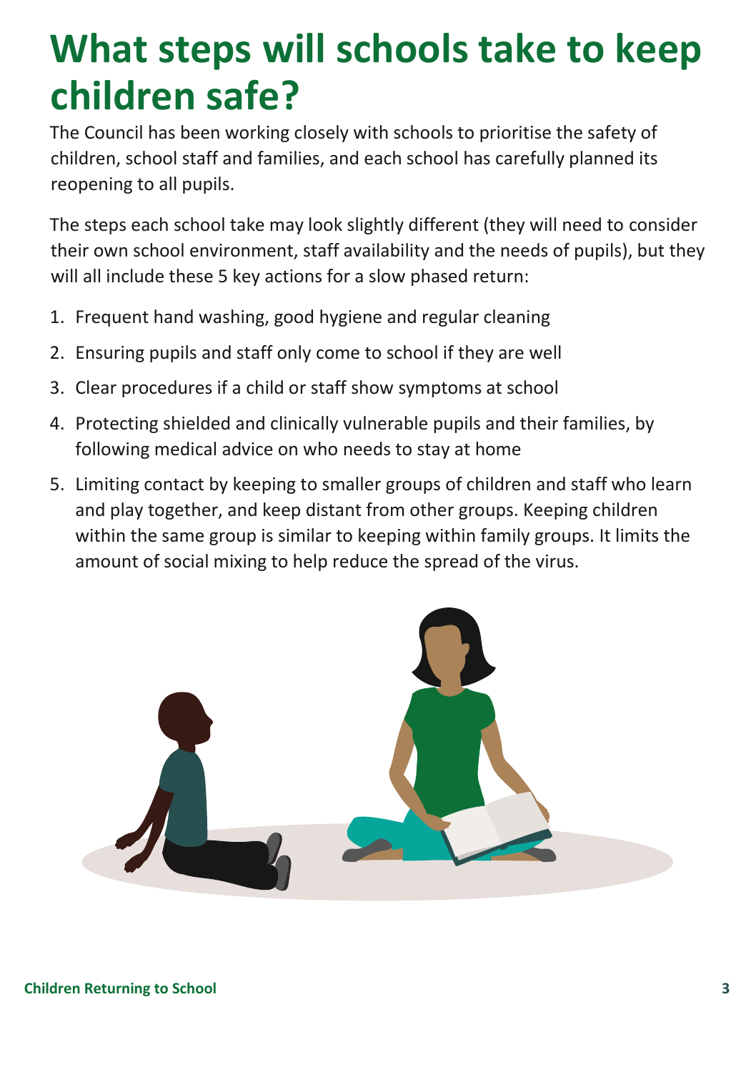# What steps will schools take to keep children safe?

The Council has been working closely with schools to prioritise the safety of children, school staff and families, and each school has carefully planned its reopening to all pupils.

The steps each school take may look slightly different (they will need to consider their own school environment, staff availability and the needs of pupils), but they will all include these 5 key actions for a slow phased return:

1. Frequent hand washing, good hygiene and regular cleaning
2. Ensuring pupils and staff only come to school if they are well
3. Clear procedures if a child or staff show symptoms at school
4. Protecting shielded and clinically vulnerable pupils and their families, by following medical advice on who needs to stay at home
5. Limiting contact by keeping to smaller groups of children and staff who learn and play together, and keep distant from other groups. Keeping children within the same group is similar to keeping within family groups. It limits the amount of social mixing to help reduce the spread of the virus.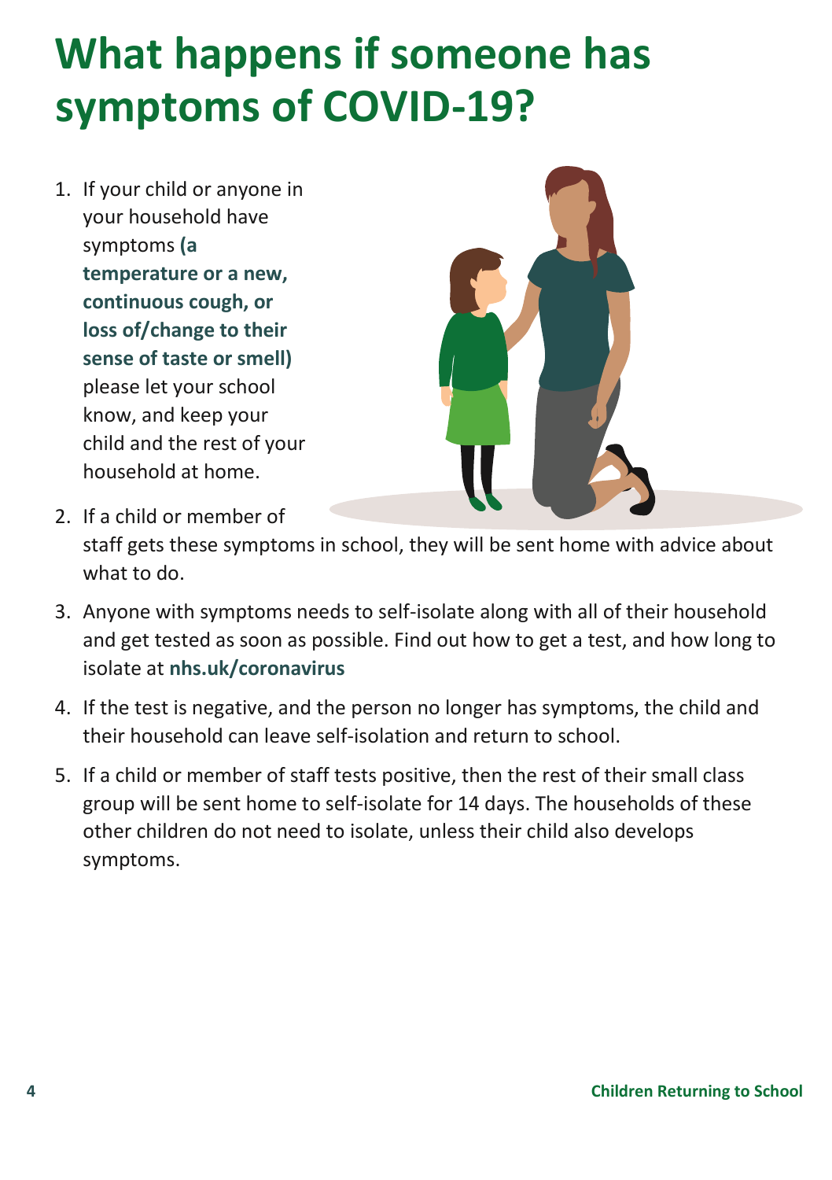# What happens if someone has symptoms of COVID-19?

1. If your child or anyone in your household have symptoms **(a temperature or a new, continuous cough, or loss of/change to their sense of taste or smell)** please let your school know, and keep your child and the rest of your household at home.
2. If a child or member of staff gets these symptoms in school, they will be sent home with advice about what to do.
3. Anyone with symptoms needs to self-isolate along with all of their household and get tested as soon as possible. Find out how to get a test, and how long to isolate at **nhs.uk/coronavirus**
4. If the test is negative, and the person no longer has symptoms, the child and their household can leave self-isolation and return to school.
5. If a child or member of staff tests positive, then the rest of their small class group will be sent home to self-isolate for 14 days. The households of these other children do not need to isolate, unless their child also develops symptoms.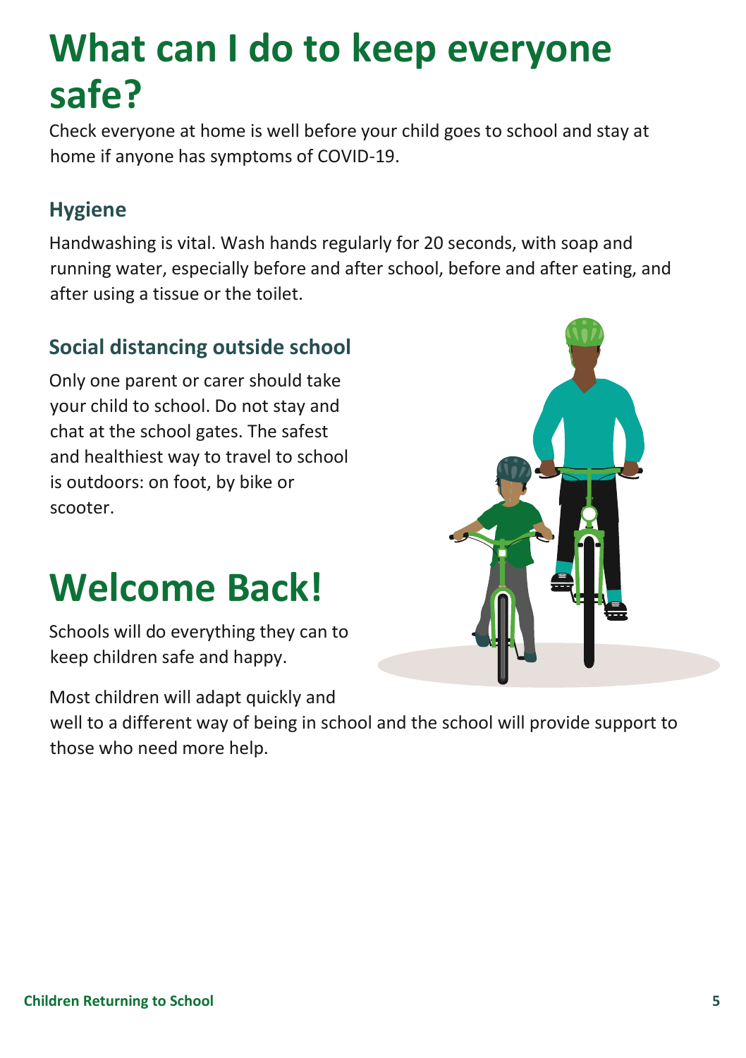# What can I do to keep everyone safe?

Check everyone at home is well before your child goes to school and stay at home if anyone has symptoms of COVID-19.

### Hygiene

Handwashing is vital. Wash hands regularly for 20 seconds, with soap and running water, especially before and after school, before and after eating, and after using a tissue or the toilet.

### Social distancing outside school

Only one parent or carer should take your child to school. Do not stay and chat at the school gates. The safest and healthiest way to travel to school is outdoors: on foot, by bike or scooter.

# Welcome Back!

Schools will do everything they can to keep children safe and happy.

Most children will adapt quickly and well to a different way of being in school and the school will provide support to those who need more help.